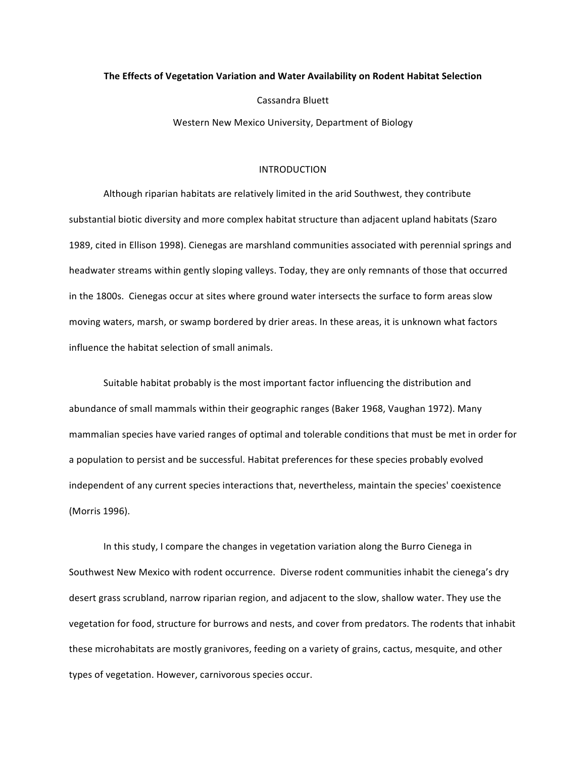# The Effects of Vegetation Variation and Water Availability on Rodent Habitat Selection

Cassandra Bluett

Western New Mexico University, Department of Biology

## INTRODUCTION

Although riparian habitats are relatively limited in the arid Southwest, they contribute substantial biotic diversity and more complex habitat structure than adjacent upland habitats (Szaro 1989, cited in Ellison 1998). Cienegas are marshland communities associated with perennial springs and headwater streams within gently sloping valleys. Today, they are only remnants of those that occurred in the 1800s. Cienegas occur at sites where ground water intersects the surface to form areas slow moving waters, marsh, or swamp bordered by drier areas. In these areas, it is unknown what factors influence the habitat selection of small animals.

Suitable habitat probably is the most important factor influencing the distribution and abundance of small mammals within their geographic ranges (Baker 1968, Vaughan 1972). Many mammalian species have varied ranges of optimal and tolerable conditions that must be met in order for a population to persist and be successful. Habitat preferences for these species probably evolved independent of any current species interactions that, nevertheless, maintain the species' coexistence (Morris 1996).

In this study, I compare the changes in vegetation variation along the Burro Cienega in Southwest New Mexico with rodent occurrence. Diverse rodent communities inhabit the cienega's dry desert grass scrubland, narrow riparian region, and adjacent to the slow, shallow water. They use the vegetation for food, structure for burrows and nests, and cover from predators. The rodents that inhabit these microhabitats are mostly granivores, feeding on a variety of grains, cactus, mesquite, and other types of vegetation. However, carnivorous species occur.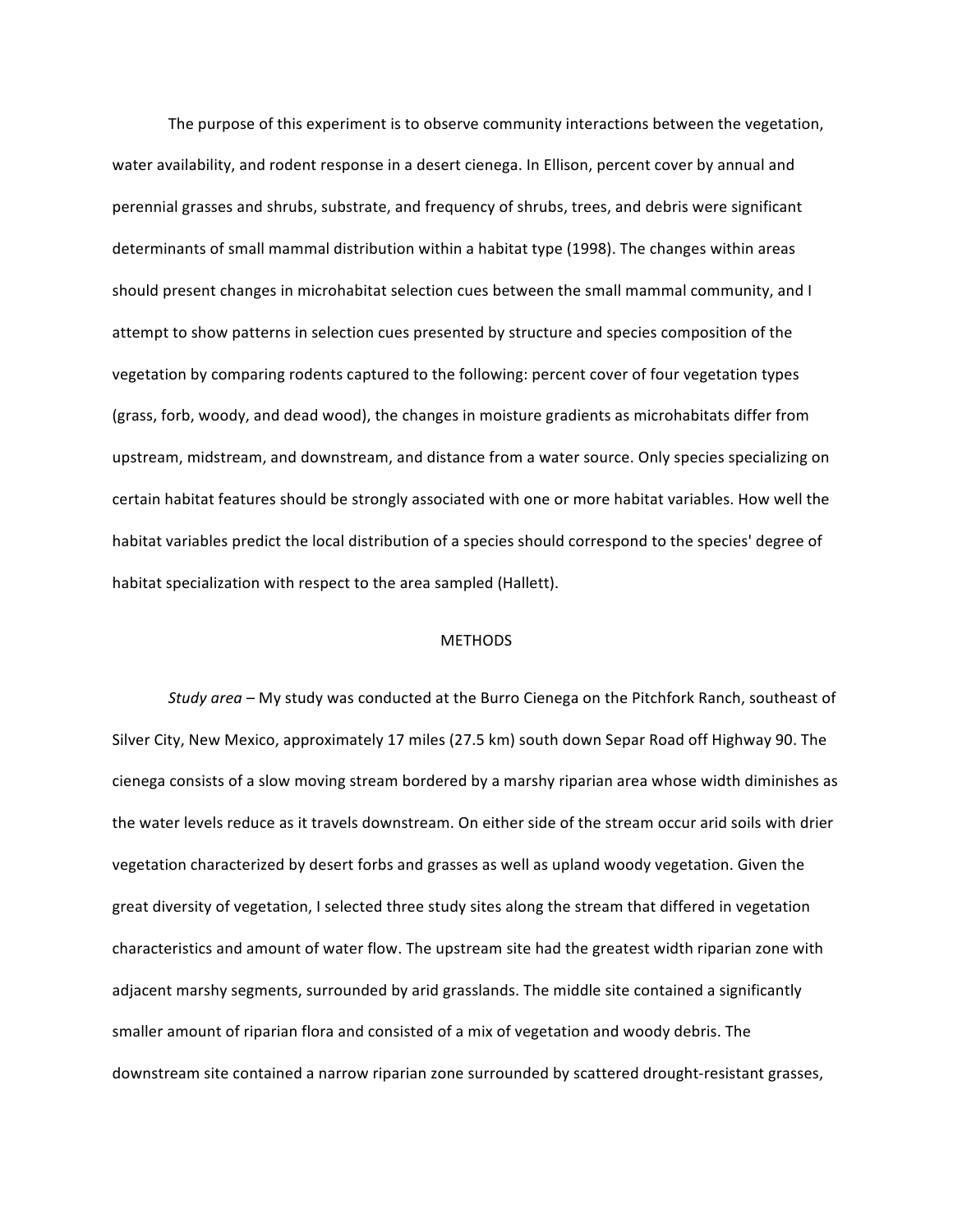The purpose of this experiment is to observe community interactions between the vegetation, water availability, and rodent response in a desert cienega. In Ellison, percent cover by annual and perennial grasses and shrubs, substrate, and frequency of shrubs, trees, and debris were significant determinants of small mammal distribution within a habitat type (1998). The changes within areas should present changes in microhabitat selection cues between the small mammal community, and I attempt to show patterns in selection cues presented by structure and species composition of the vegetation by comparing rodents captured to the following: percent cover of four vegetation types (grass, forb, woody, and dead wood), the changes in moisture gradients as microhabitats differ from upstream, midstream, and downstream, and distance from a water source. Only species specializing on certain habitat features should be strongly associated with one or more habitat variables. How well the habitat variables predict the local distribution of a species should correspond to the species' degree of habitat specialization with respect to the area sampled (Hallett).

## METHODS

*Study area* – My study was conducted at the Burro Cienega on the Pitchfork Ranch, southeast of Silver City, New Mexico, approximately 17 miles (27.5 km) south down Separ Road off Highway 90. The cienega consists of a slow moving stream bordered by a marshy riparian area whose width diminishes as the water levels reduce as it travels downstream. On either side of the stream occur arid soils with drier vegetation characterized by desert forbs and grasses as well as upland woody vegetation. Given the great diversity of vegetation, I selected three study sites along the stream that differed in vegetation characteristics and amount of water flow. The upstream site had the greatest width riparian zone with adjacent marshy segments, surrounded by arid grasslands. The middle site contained a significantly smaller amount of riparian flora and consisted of a mix of vegetation and woody debris. The downstream site contained a narrow riparian zone surrounded by scattered drought-resistant grasses,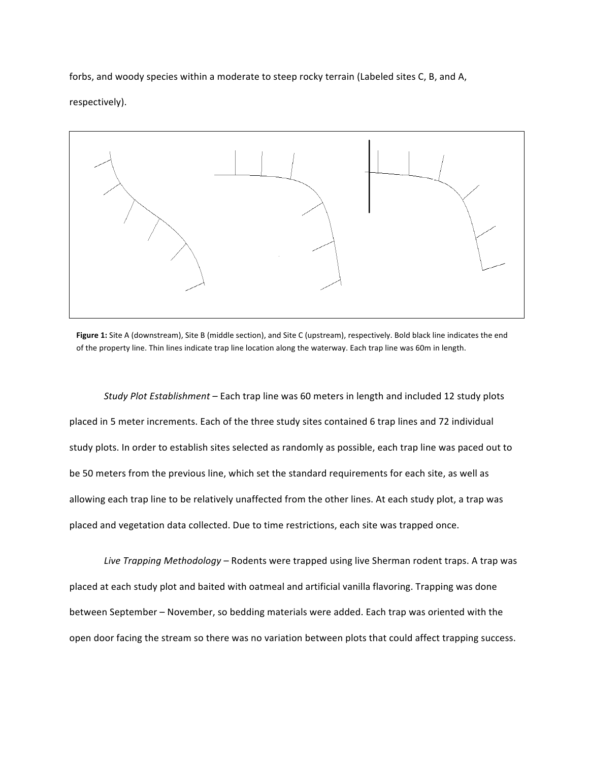forbs, and woody species within a moderate to steep rocky terrain (Labeled sites C, B, and A, respectively).

**Figure 1:** Site A (downstream), Site B (middle section), and Site C (upstream), respectively. Bold black line indicates the end of the property line. Thin lines indicate trap line location along the waterway. Each trap line was 60m in length.

*Study Plot Establishment* – Each trap line was 60 meters in length and included 12 study plots placed in 5 meter increments. Each of the three study sites contained 6 trap lines and 72 individual study plots. In order to establish sites selected as randomly as possible, each trap line was paced out to be 50 meters from the previous line, which set the standard requirements for each site, as well as allowing each trap line to be relatively unaffected from the other lines. At each study plot, a trap was placed and vegetation data collected. Due to time restrictions, each site was trapped once.

*Live Trapping Methodology* – Rodents were trapped using live Sherman rodent traps. A trap was placed at each study plot and baited with oatmeal and artificial vanilla flavoring. Trapping was done between September – November, so bedding materials were added. Each trap was oriented with the open door facing the stream so there was no variation between plots that could affect trapping success.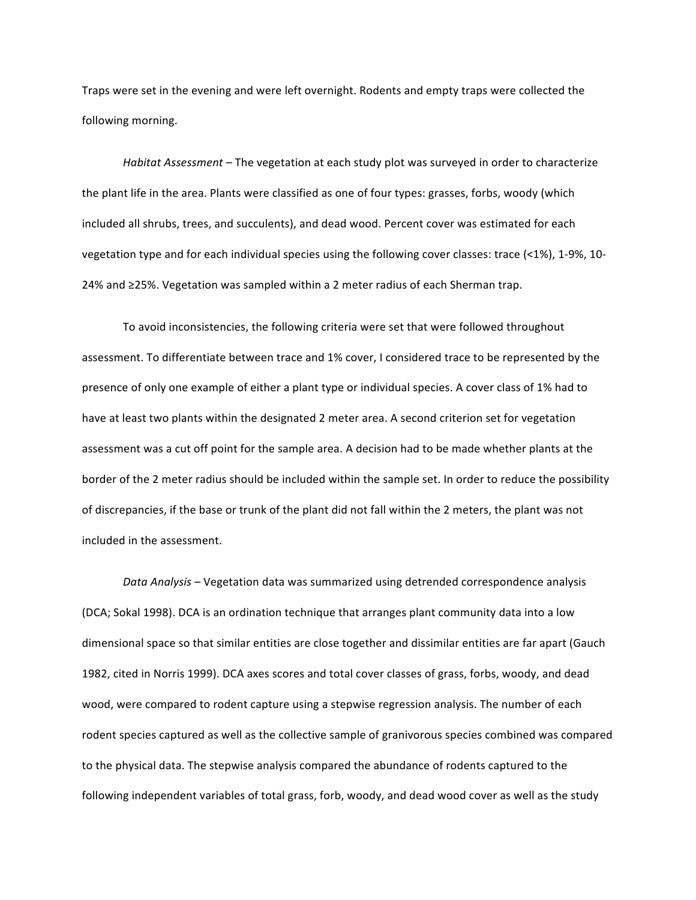Traps were set in the evening and were left overnight. Rodents and empty traps were collected the following morning.

*Habitat Assessment* – The vegetation at each study plot was surveyed in order to characterize the plant life in the area. Plants were classified as one of four types: grasses, forbs, woody (which included all shrubs, trees, and succulents), and dead wood. Percent cover was estimated for each vegetation type and for each individual species using the following cover classes: trace (<1%), 1-9%, 10-24% and ≥25%. Vegetation was sampled within a 2 meter radius of each Sherman trap.

To avoid inconsistencies, the following criteria were set that were followed throughout assessment. To differentiate between trace and 1% cover, I considered trace to be represented by the presence of only one example of either a plant type or individual species. A cover class of 1% had to have at least two plants within the designated 2 meter area. A second criterion set for vegetation assessment was a cut off point for the sample area. A decision had to be made whether plants at the border of the 2 meter radius should be included within the sample set. In order to reduce the possibility of discrepancies, if the base or trunk of the plant did not fall within the 2 meters, the plant was not included in the assessment.

*Data Analysis* – Vegetation data was summarized using detrended correspondence analysis (DCA; Sokal 1998). DCA is an ordination technique that arranges plant community data into a low dimensional space so that similar entities are close together and dissimilar entities are far apart (Gauch 1982, cited in Norris 1999). DCA axes scores and total cover classes of grass, forbs, woody, and dead wood, were compared to rodent capture using a stepwise regression analysis. The number of each rodent species captured as well as the collective sample of granivorous species combined was compared to the physical data. The stepwise analysis compared the abundance of rodents captured to the following independent variables of total grass, forb, woody, and dead wood cover as well as the study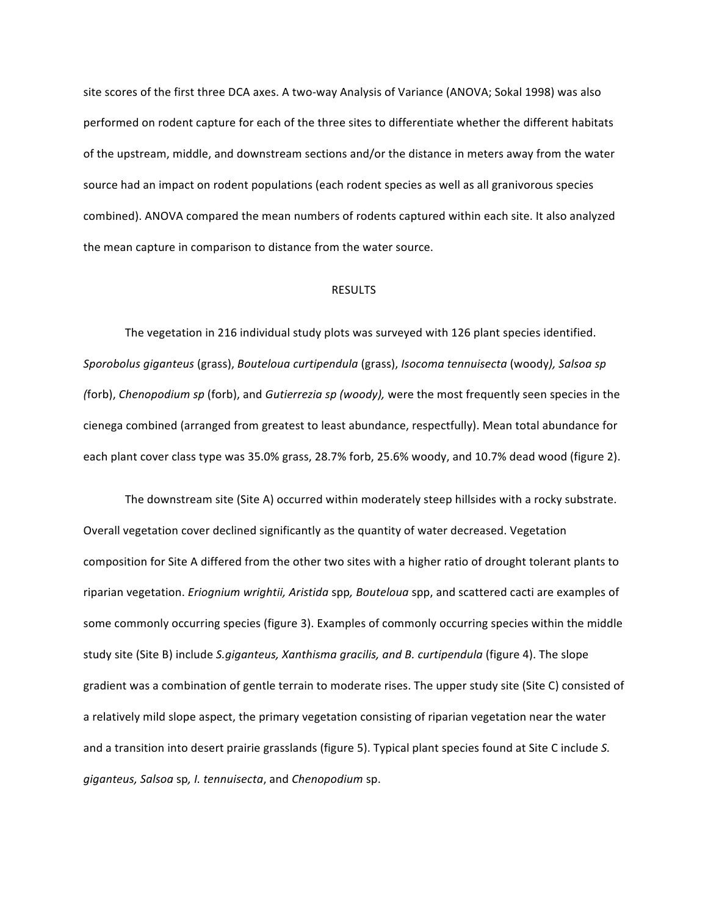site scores of the first three DCA axes. A two-way Analysis of Variance (ANOVA; Sokal 1998) was also performed on rodent capture for each of the three sites to differentiate whether the different habitats of the upstream, middle, and downstream sections and/or the distance in meters away from the water source had an impact on rodent populations (each rodent species as well as all granivorous species combined). ANOVA compared the mean numbers of rodents captured within each site. It also analyzed the mean capture in comparison to distance from the water source.

## RESULTS

The vegetation in 216 individual study plots was surveyed with 126 plant species identified. *Sporobolus giganteus* (grass), *Bouteloua curtipendula* (grass), *Isocoma tennuisecta* (woody*), Salsoa sp (*forb), *Chenopodium sp* (forb), and *Gutierrezia sp (woody),* were the most frequently seen species in the cienega combined (arranged from greatest to least abundance, respectfully). Mean total abundance for each plant cover class type was 35.0% grass, 28.7% forb, 25.6% woody, and 10.7% dead wood (figure 2).

The downstream site (Site A) occurred within moderately steep hillsides with a rocky substrate. Overall vegetation cover declined significantly as the quantity of water decreased. Vegetation composition for Site A differed from the other two sites with a higher ratio of drought tolerant plants to riparian vegetation. *Eriognium wrightii, Aristida* spp*, Bouteloua* spp, and scattered cacti are examples of some commonly occurring species (figure 3). Examples of commonly occurring species within the middle study site (Site B) include *S.giganteus, Xanthisma gracilis, and B. curtipendula* (figure 4). The slope gradient was a combination of gentle terrain to moderate rises. The upper study site (Site C) consisted of a relatively mild slope aspect, the primary vegetation consisting of riparian vegetation near the water and a transition into desert prairie grasslands (figure 5). Typical plant species found at Site C include *S. giganteus, Salsoa* sp*, I. tennuisecta*, and *Chenopodium* sp.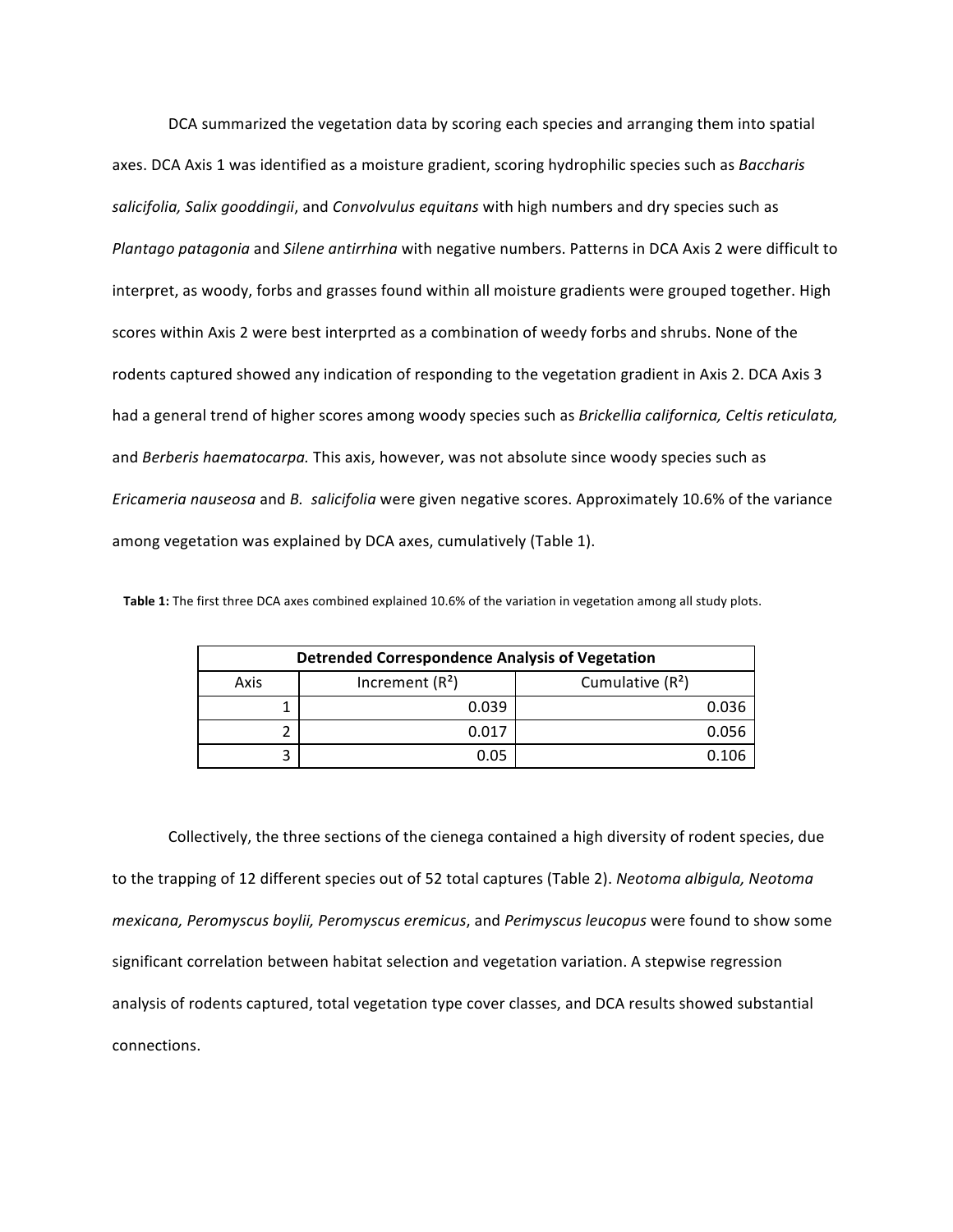DCA summarized the vegetation data by scoring each species and arranging them into spatial axes. DCA Axis 1 was identified as a moisture gradient, scoring hydrophilic species such as *Baccharis salicifolia, Salix gooddingii*, and *Convolvulus equitans* with high numbers and dry species such as *Plantago patagonia* and *Silene antirrhina* with negative numbers. Patterns in DCA Axis 2 were difficult to interpret, as woody, forbs and grasses found within all moisture gradients were grouped together. High scores within Axis 2 were best interprted as a combination of weedy forbs and shrubs. None of the rodents captured showed any indication of responding to the vegetation gradient in Axis 2. DCA Axis 3 had a general trend of higher scores among woody species such as *Brickellia californica, Celtis reticulata,* and *Berberis haematocarpa.* This axis, however, was not absolute since woody species such as *Ericameria nauseosa* and *B. salicifolia* were given negative scores. Approximately 10.6% of the variance among vegetation was explained by DCA axes, cumulatively (Table 1).

**Table 1:** The first three DCA axes combined explained 10.6% of the variation in vegetation among all study plots.

| Detrended Correspondence Analysis of Vegetation | | |
|---|---|---|
| Axis | Increment ($R^2$) | Cumulative ($R^2$) |
| 1 | 0.039 | 0.036 |
| 2 | 0.017 | 0.056 |
| 3 | 0.05 | 0.106 |

Collectively, the three sections of the cienega contained a high diversity of rodent species, due to the trapping of 12 different species out of 52 total captures (Table 2). *Neotoma albigula, Neotoma mexicana, Peromyscus boylii, Peromyscus eremicus*, and *Perimyscus leucopus* were found to show some significant correlation between habitat selection and vegetation variation. A stepwise regression analysis of rodents captured, total vegetation type cover classes, and DCA results showed substantial connections.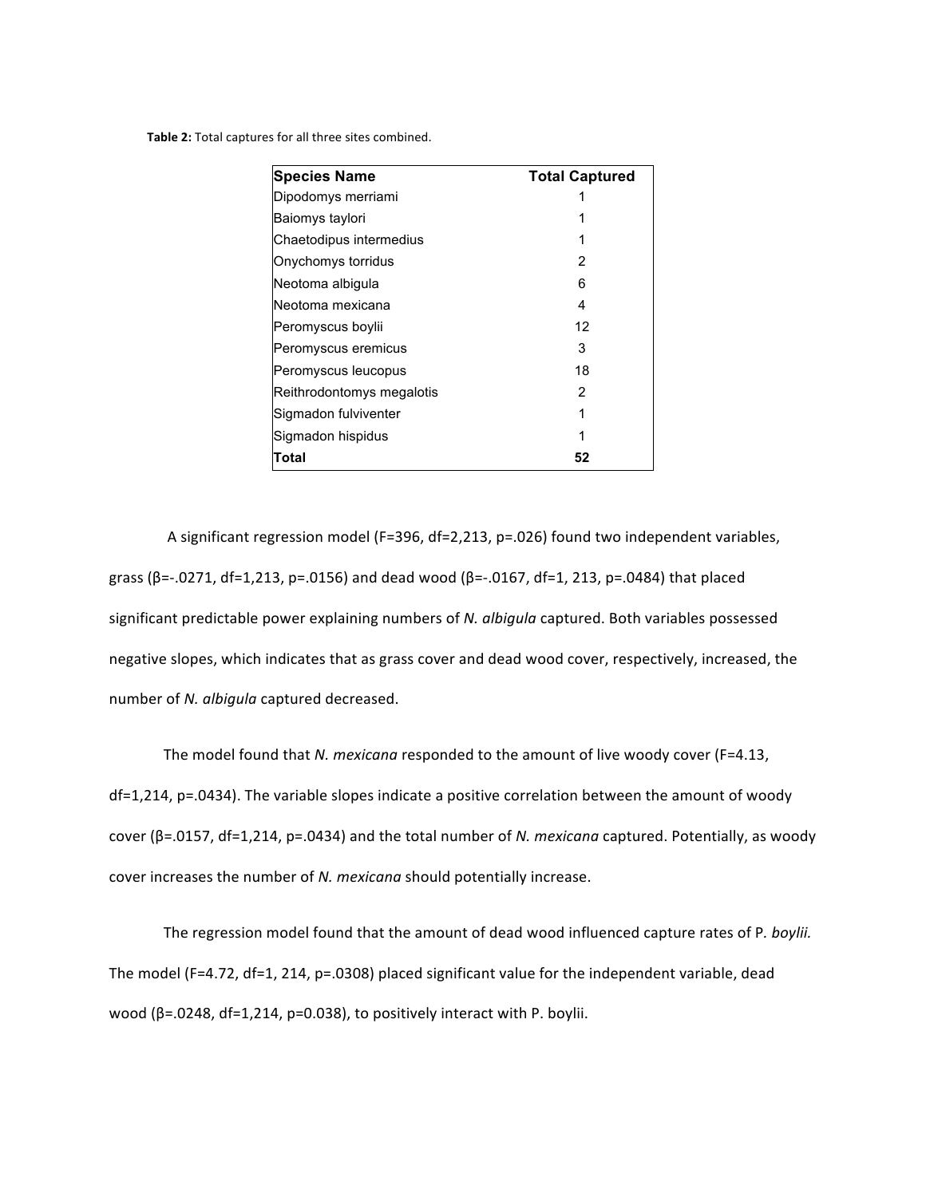**Table 2:** Total captures for all three sites combined.

| Species Name | Total Captured |
|---|---|
| Dipodomys merriami | 1 |
| Baiomys taylori | 1 |
| Chaetodipus intermedius | 1 |
| Onychomys torridus | 2 |
| Neotoma albigula | 6 |
| Neotoma mexicana | 4 |
| Peromyscus boylii | 12 |
| Peromyscus eremicus | 3 |
| Peromyscus leucopus | 18 |
| Reithrodontomys megalotis | 2 |
| Sigmadon fulviventer | 1 |
| Sigmadon hispidus | 1 |
| **Total** | **52** |

A significant regression model ($F=396$, $df=2,213$, $p=.026$) found two independent variables, grass ($\beta=-.0271$, $df=1,213$, $p=.0156$) and dead wood ($\beta=-.0167$, $df=1, 213$, $p=.0484$) that placed significant predictable power explaining numbers of *N. albigula* captured. Both variables possessed negative slopes, which indicates that as grass cover and dead wood cover, respectively, increased, the number of *N. albigula* captured decreased.

The model found that *N. mexicana* responded to the amount of live woody cover ($F=4.13$, $df=1,214$, $p=.0434$). The variable slopes indicate a positive correlation between the amount of woody cover ($\beta=.0157$, $df=1,214$, $p=.0434$) and the total number of *N. mexicana* captured. Potentially, as woody cover increases the number of *N. mexicana* should potentially increase.

The regression model found that the amount of dead wood influenced capture rates of P*. boylii.* The model ($F=4.72$, $df=1, 214$, $p=.0308$) placed significant value for the independent variable, dead wood ($\beta=.0248$, $df=1,214$, $p=0.038$), to positively interact with P. boylii.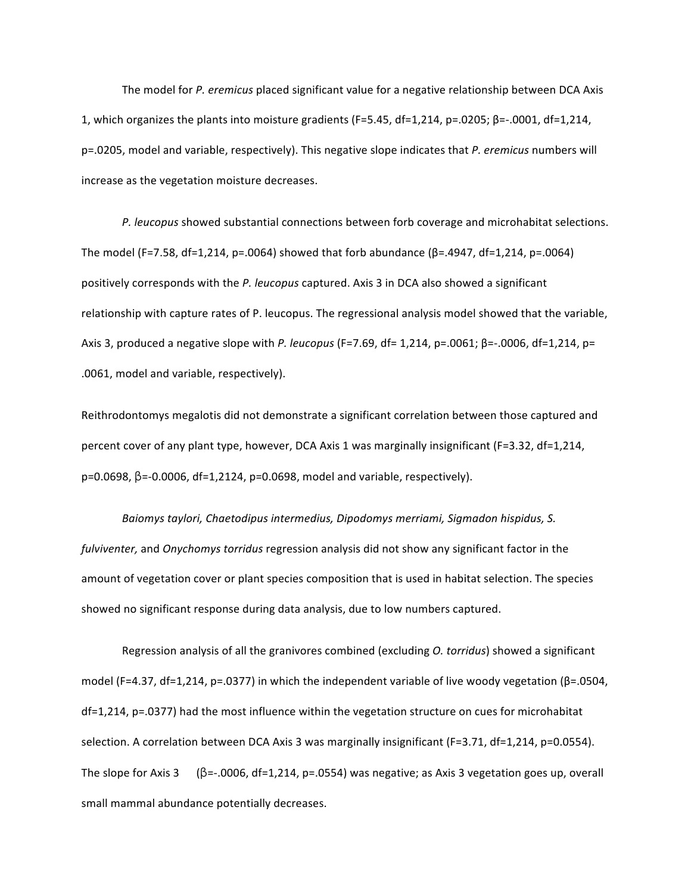The model for *P. eremicus* placed significant value for a negative relationship between DCA Axis 1, which organizes the plants into moisture gradients ($F=5.45$, $df=1,214$, $p=.0205$; $\beta=-.0001$, $df=1,214$, $p=.0205$, model and variable, respectively). This negative slope indicates that *P. eremicus* numbers will increase as the vegetation moisture decreases.

*P. leucopus* showed substantial connections between forb coverage and microhabitat selections. The model ($F=7.58$, $df=1,214$, $p=.0064$) showed that forb abundance ($\beta=.4947$, $df=1,214$, $p=.0064$) positively corresponds with the *P. leucopus* captured. Axis 3 in DCA also showed a significant relationship with capture rates of P. leucopus. The regressional analysis model showed that the variable, Axis 3, produced a negative slope with *P. leucopus* ($F=7.69$, $df= 1,214$, $p=.0061$; $\beta=-.0006$, $df=1,214$, $p= .0061$, model and variable, respectively).

Reithrodontomys megalotis did not demonstrate a significant correlation between those captured and percent cover of any plant type, however, DCA Axis 1 was marginally insignificant ($F=3.32$, $df=1,214$, $p=0.0698$, $\beta=-0.0006$, $df=1,2124$, $p=0.0698$, model and variable, respectively).

*Baiomys taylori, Chaetodipus intermedius, Dipodomys merriami, Sigmadon hispidus, S. fulviventer,* and *Onychomys torridus* regression analysis did not show any significant factor in the amount of vegetation cover or plant species composition that is used in habitat selection. The species showed no significant response during data analysis, due to low numbers captured.

Regression analysis of all the granivores combined (excluding *O. torridus*) showed a significant model ($F=4.37$, $df=1,214$, $p=.0377$) in which the independent variable of live woody vegetation ($\beta=.0504$, $df=1,214$, $p=.0377$) had the most influence within the vegetation structure on cues for microhabitat selection. A correlation between DCA Axis 3 was marginally insignificant ($F=3.71$, $df=1,214$, $p=0.0554$). The slope for Axis 3 ($\beta=-.0006$, $df=1,214$, $p=.0554$) was negative; as Axis 3 vegetation goes up, overall small mammal abundance potentially decreases.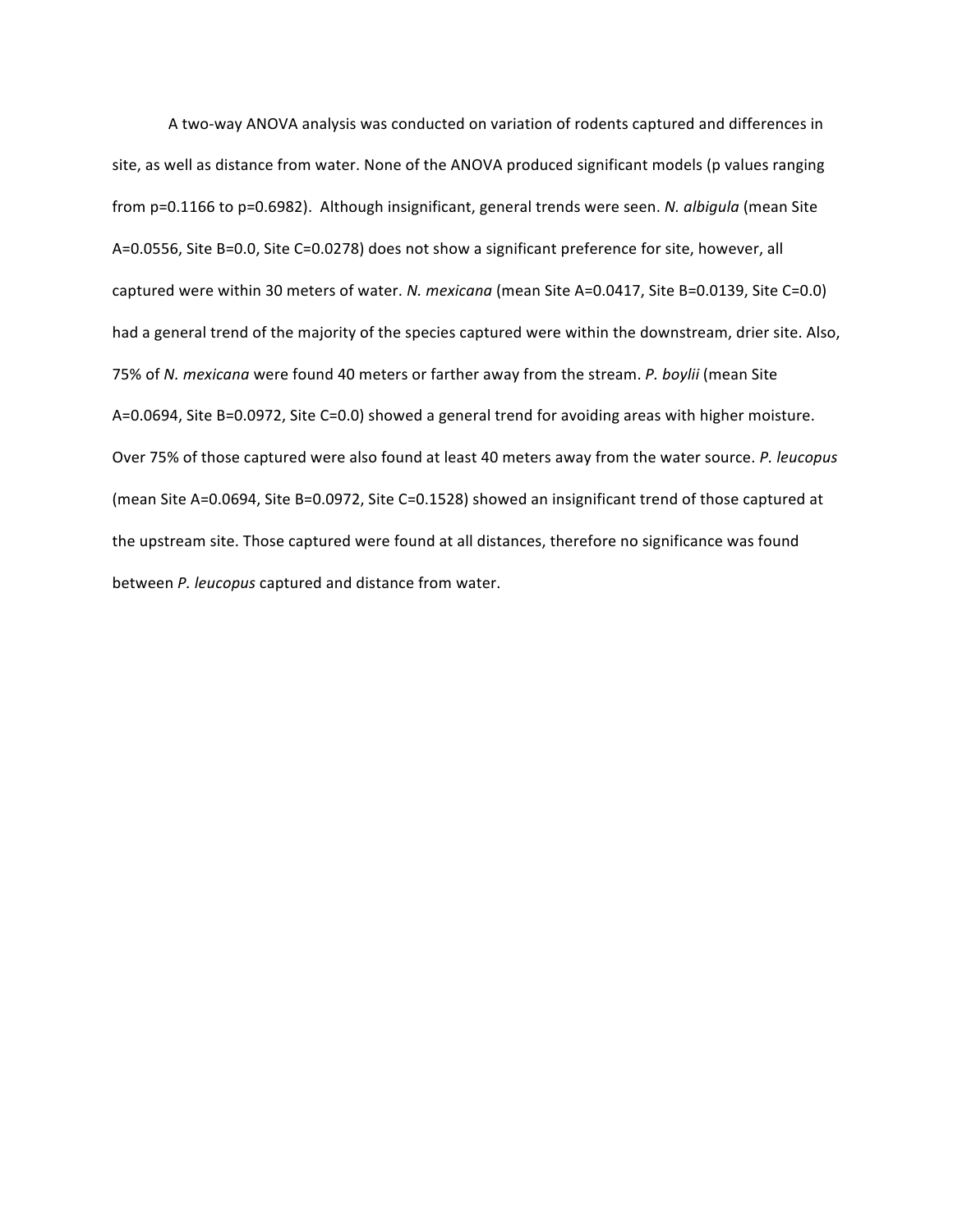A two-way ANOVA analysis was conducted on variation of rodents captured and differences in site, as well as distance from water. None of the ANOVA produced significant models (p values ranging from $p=0.1166$ to $p=0.6982$). Although insignificant, general trends were seen. *N. albigula* (mean Site A=0.0556, Site B=0.0, Site C=0.0278) does not show a significant preference for site, however, all captured were within 30 meters of water. *N. mexicana* (mean Site A=0.0417, Site B=0.0139, Site C=0.0) had a general trend of the majority of the species captured were within the downstream, drier site. Also, 75% of *N. mexicana* were found 40 meters or farther away from the stream. *P. boylii* (mean Site A=0.0694, Site B=0.0972, Site C=0.0) showed a general trend for avoiding areas with higher moisture. Over 75% of those captured were also found at least 40 meters away from the water source. *P. leucopus* (mean Site A=0.0694, Site B=0.0972, Site C=0.1528) showed an insignificant trend of those captured at the upstream site. Those captured were found at all distances, therefore no significance was found between *P. leucopus* captured and distance from water.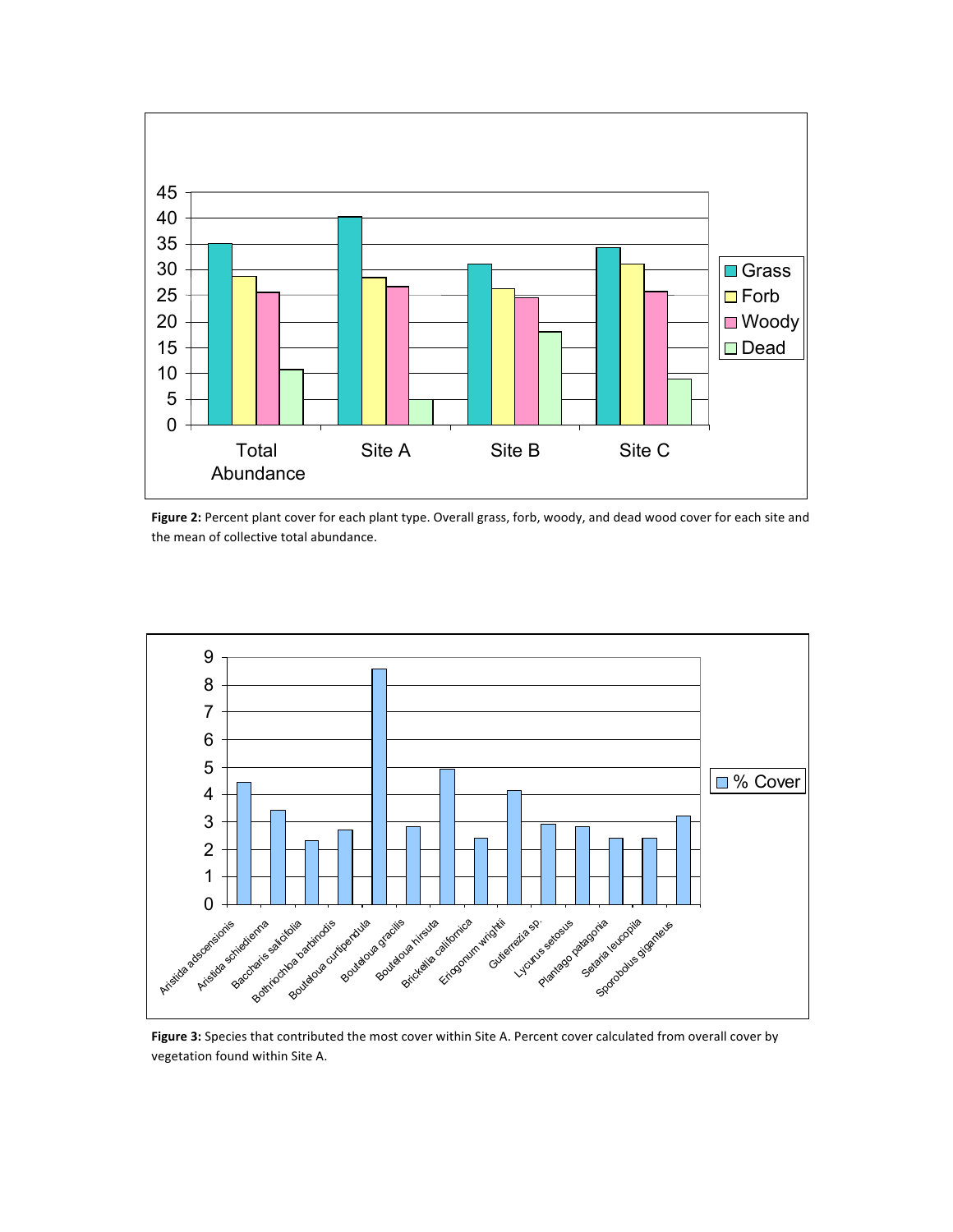**Figure 2:** Percent plant cover for each plant type. Overall grass, forb, woody, and dead wood cover for each site and the mean of collective total abundance.

**Figure 3:** Species that contributed the most cover within Site A. Percent cover calculated from overall cover by vegetation found within Site A.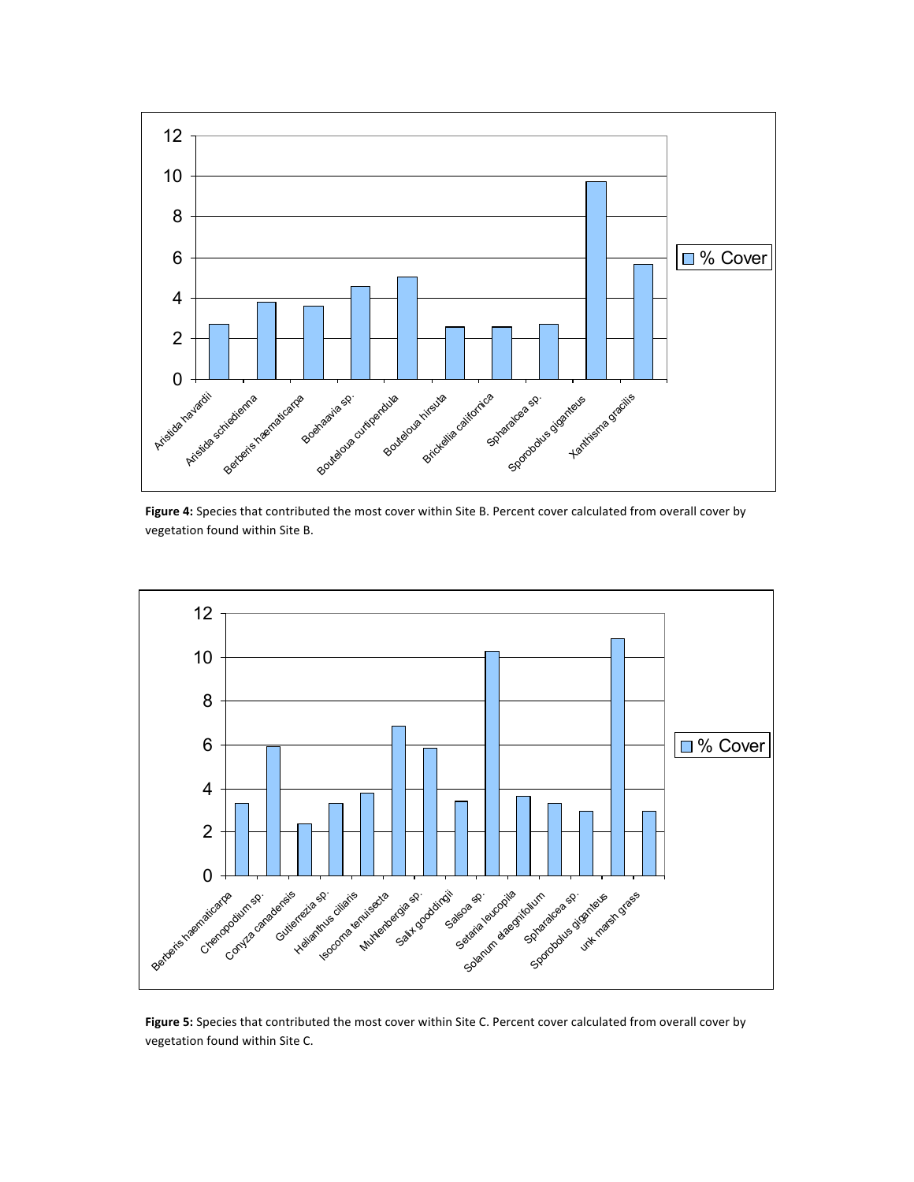**Figure 4:** Species that contributed the most cover within Site B. Percent cover calculated from overall cover by vegetation found within Site B.

**Figure 5:** Species that contributed the most cover within Site C. Percent cover calculated from overall cover by vegetation found within Site C.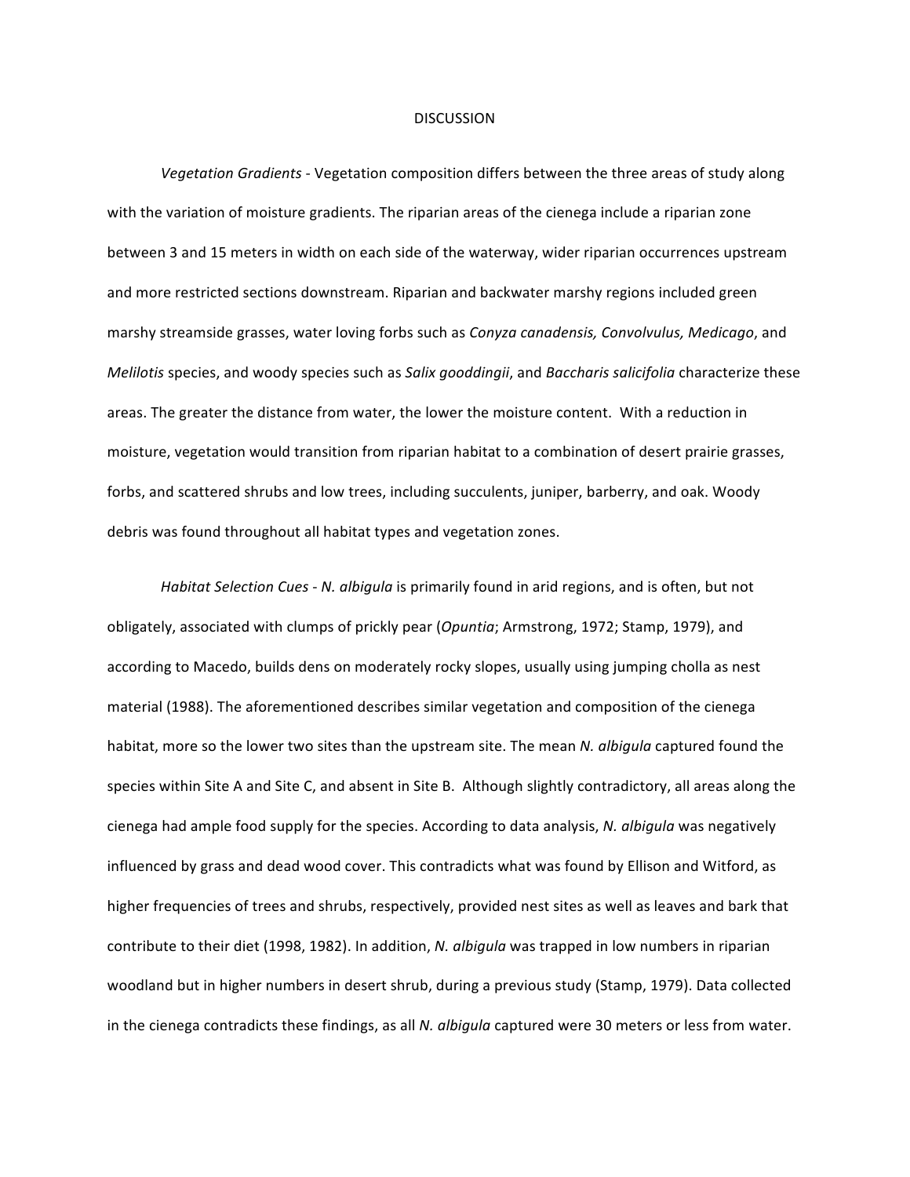# DISCUSSION

*Vegetation Gradients* - Vegetation composition differs between the three areas of study along with the variation of moisture gradients. The riparian areas of the cienega include a riparian zone between 3 and 15 meters in width on each side of the waterway, wider riparian occurrences upstream and more restricted sections downstream. Riparian and backwater marshy regions included green marshy streamside grasses, water loving forbs such as *Conyza canadensis, Convolvulus, Medicago*, and *Melilotis* species, and woody species such as *Salix gooddingii*, and *Baccharis salicifolia* characterize these areas. The greater the distance from water, the lower the moisture content. With a reduction in moisture, vegetation would transition from riparian habitat to a combination of desert prairie grasses, forbs, and scattered shrubs and low trees, including succulents, juniper, barberry, and oak. Woody debris was found throughout all habitat types and vegetation zones.

*Habitat Selection Cues* - *N. albigula* is primarily found in arid regions, and is often, but not obligately, associated with clumps of prickly pear (*Opuntia*; Armstrong, 1972; Stamp, 1979), and according to Macedo, builds dens on moderately rocky slopes, usually using jumping cholla as nest material (1988). The aforementioned describes similar vegetation and composition of the cienega habitat, more so the lower two sites than the upstream site. The mean *N. albigula* captured found the species within Site A and Site C, and absent in Site B. Although slightly contradictory, all areas along the cienega had ample food supply for the species. According to data analysis, *N. albigula* was negatively influenced by grass and dead wood cover. This contradicts what was found by Ellison and Witford, as higher frequencies of trees and shrubs, respectively, provided nest sites as well as leaves and bark that contribute to their diet (1998, 1982). In addition, *N. albigula* was trapped in low numbers in riparian woodland but in higher numbers in desert shrub, during a previous study (Stamp, 1979). Data collected in the cienega contradicts these findings, as all *N. albigula* captured were 30 meters or less from water.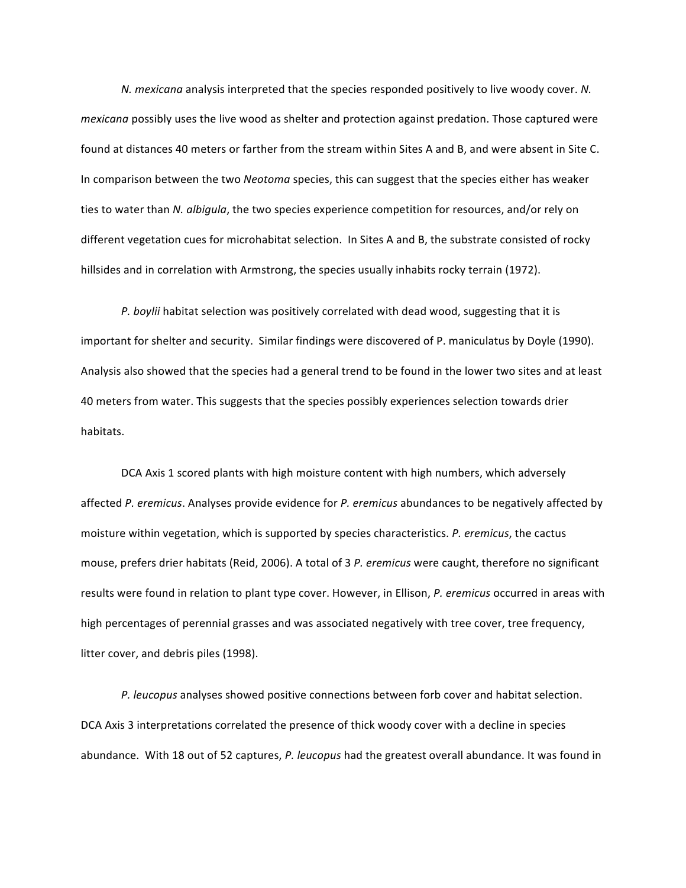*N. mexicana* analysis interpreted that the species responded positively to live woody cover. *N. mexicana* possibly uses the live wood as shelter and protection against predation. Those captured were found at distances 40 meters or farther from the stream within Sites A and B, and were absent in Site C. In comparison between the two *Neotoma* species, this can suggest that the species either has weaker ties to water than *N. albigula*, the two species experience competition for resources, and/or rely on different vegetation cues for microhabitat selection. In Sites A and B, the substrate consisted of rocky hillsides and in correlation with Armstrong, the species usually inhabits rocky terrain (1972).

*P. boylii* habitat selection was positively correlated with dead wood, suggesting that it is important for shelter and security. Similar findings were discovered of P. maniculatus by Doyle (1990). Analysis also showed that the species had a general trend to be found in the lower two sites and at least 40 meters from water. This suggests that the species possibly experiences selection towards drier habitats.

DCA Axis 1 scored plants with high moisture content with high numbers, which adversely affected *P. eremicus*. Analyses provide evidence for *P. eremicus* abundances to be negatively affected by moisture within vegetation, which is supported by species characteristics. *P. eremicus*, the cactus mouse, prefers drier habitats (Reid, 2006). A total of 3 *P. eremicus* were caught, therefore no significant results were found in relation to plant type cover. However, in Ellison, *P. eremicus* occurred in areas with high percentages of perennial grasses and was associated negatively with tree cover, tree frequency, litter cover, and debris piles (1998).

*P. leucopus* analyses showed positive connections between forb cover and habitat selection. DCA Axis 3 interpretations correlated the presence of thick woody cover with a decline in species abundance. With 18 out of 52 captures, *P. leucopus* had the greatest overall abundance. It was found in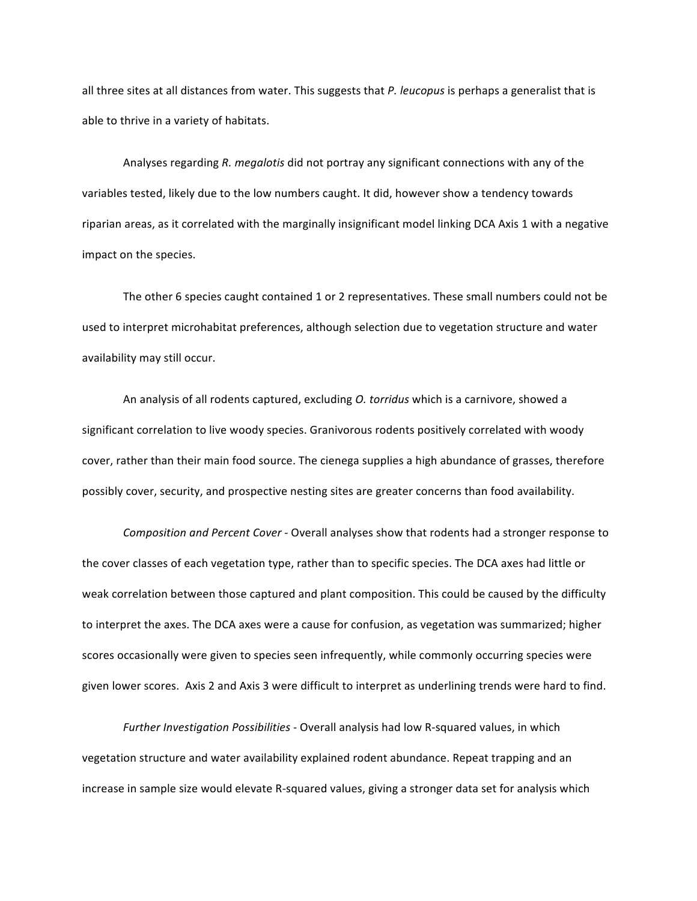all three sites at all distances from water. This suggests that *P. leucopus* is perhaps a generalist that is able to thrive in a variety of habitats.

Analyses regarding *R. megalotis* did not portray any significant connections with any of the variables tested, likely due to the low numbers caught. It did, however show a tendency towards riparian areas, as it correlated with the marginally insignificant model linking DCA Axis 1 with a negative impact on the species.

The other 6 species caught contained 1 or 2 representatives. These small numbers could not be used to interpret microhabitat preferences, although selection due to vegetation structure and water availability may still occur.

An analysis of all rodents captured, excluding *O. torridus* which is a carnivore, showed a significant correlation to live woody species. Granivorous rodents positively correlated with woody cover, rather than their main food source. The cienega supplies a high abundance of grasses, therefore possibly cover, security, and prospective nesting sites are greater concerns than food availability.

*Composition and Percent Cover* - Overall analyses show that rodents had a stronger response to the cover classes of each vegetation type, rather than to specific species. The DCA axes had little or weak correlation between those captured and plant composition. This could be caused by the difficulty to interpret the axes. The DCA axes were a cause for confusion, as vegetation was summarized; higher scores occasionally were given to species seen infrequently, while commonly occurring species were given lower scores. Axis 2 and Axis 3 were difficult to interpret as underlining trends were hard to find.

*Further Investigation Possibilities* - Overall analysis had low R-squared values, in which vegetation structure and water availability explained rodent abundance. Repeat trapping and an increase in sample size would elevate R-squared values, giving a stronger data set for analysis which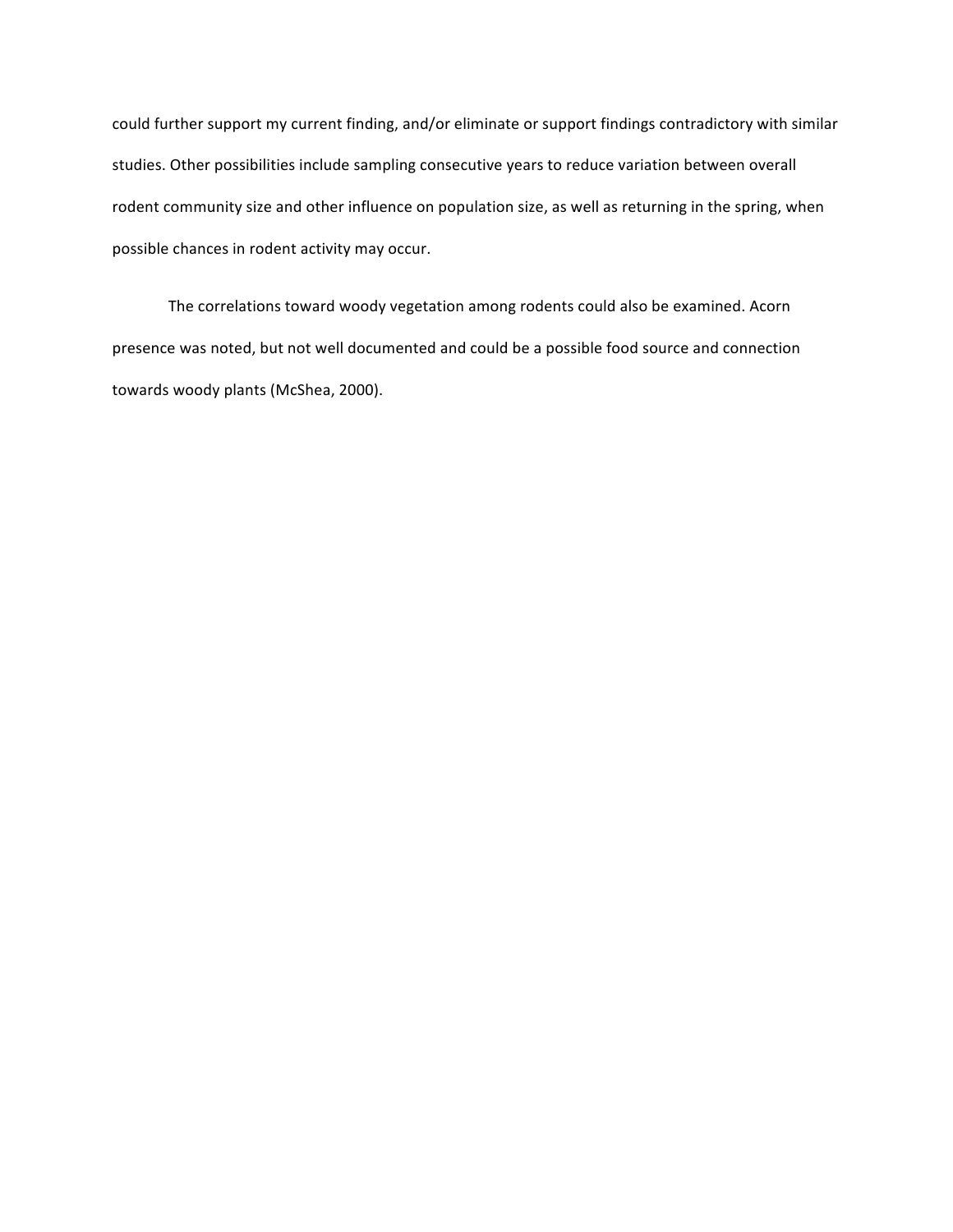could further support my current finding, and/or eliminate or support findings contradictory with similar studies. Other possibilities include sampling consecutive years to reduce variation between overall rodent community size and other influence on population size, as well as returning in the spring, when possible chances in rodent activity may occur.

The correlations toward woody vegetation among rodents could also be examined. Acorn presence was noted, but not well documented and could be a possible food source and connection towards woody plants (McShea, 2000).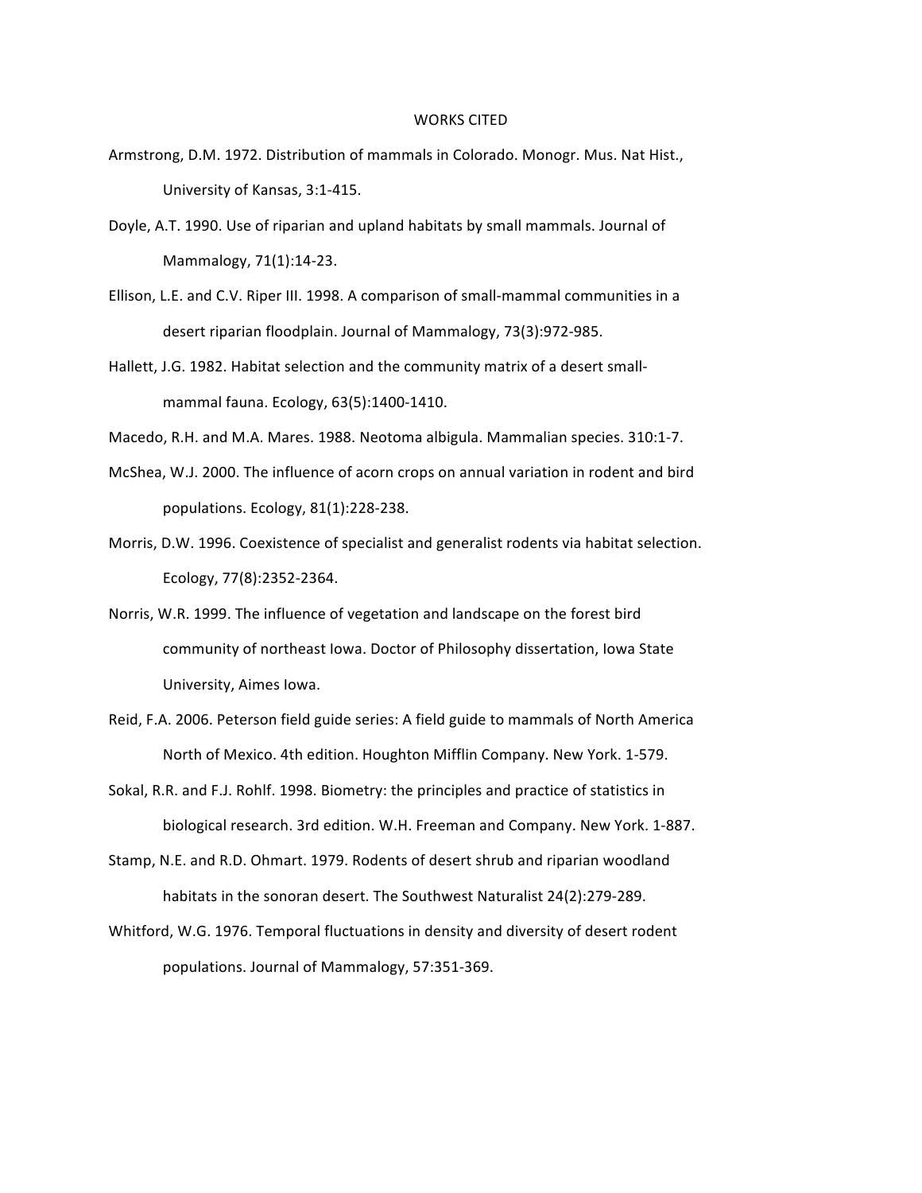# WORKS CITED

Armstrong, D.M. 1972. Distribution of mammals in Colorado. Monogr. Mus. Nat Hist., University of Kansas, 3:1-415.

Doyle, A.T. 1990. Use of riparian and upland habitats by small mammals. Journal of Mammalogy, 71(1):14-23.

Ellison, L.E. and C.V. Riper III. 1998. A comparison of small-mammal communities in a desert riparian floodplain. Journal of Mammalogy, 73(3):972-985.

Hallett, J.G. 1982. Habitat selection and the community matrix of a desert small-mammal fauna. Ecology, 63(5):1400-1410.

Macedo, R.H. and M.A. Mares. 1988. Neotoma albigula. Mammalian species. 310:1-7.

McShea, W.J. 2000. The influence of acorn crops on annual variation in rodent and bird populations. Ecology, 81(1):228-238.

Morris, D.W. 1996. Coexistence of specialist and generalist rodents via habitat selection. Ecology, 77(8):2352-2364.

Norris, W.R. 1999. The influence of vegetation and landscape on the forest bird community of northeast Iowa. Doctor of Philosophy dissertation, Iowa State University, Aimes Iowa.

Reid, F.A. 2006. Peterson field guide series: A field guide to mammals of North America North of Mexico. 4th edition. Houghton Mifflin Company. New York. 1-579.

Sokal, R.R. and F.J. Rohlf. 1998. Biometry: the principles and practice of statistics in biological research. 3rd edition. W.H. Freeman and Company. New York. 1-887.

Stamp, N.E. and R.D. Ohmart. 1979. Rodents of desert shrub and riparian woodland habitats in the sonoran desert. The Southwest Naturalist 24(2):279-289.

Whitford, W.G. 1976. Temporal fluctuations in density and diversity of desert rodent populations. Journal of Mammalogy, 57:351-369.